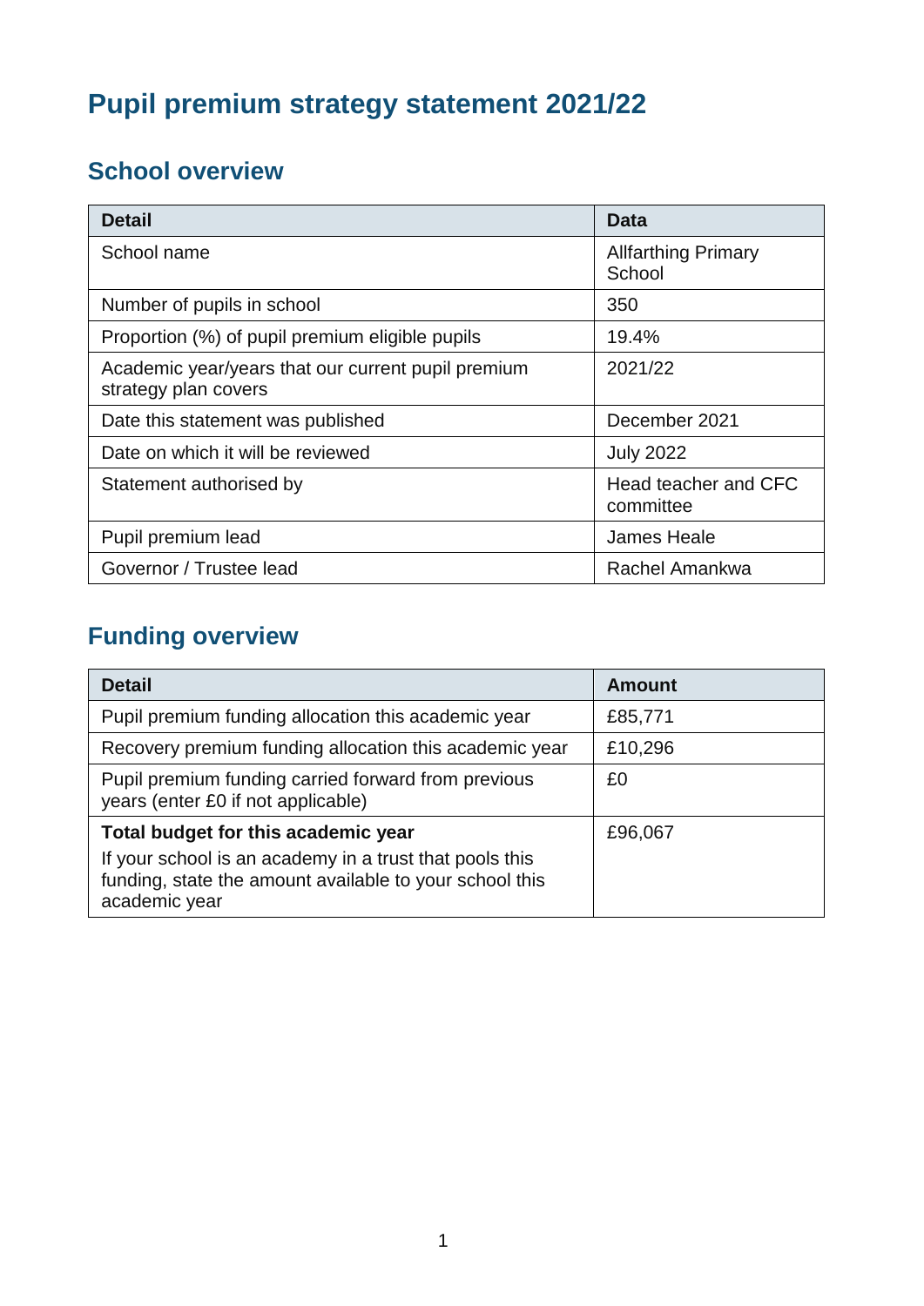# Pupil premium strategy statement 2021/22

## School overview

| Detail | Data |
| --- | --- |
| School name | Allfarthing Primary School |
| Number of pupils in school | 350 |
| Proportion (%) of pupil premium eligible pupils | 19.4% |
| Academic year/years that our current pupil premium strategy plan covers | 2021/22 |
| Date this statement was published | December 2021 |
| Date on which it will be reviewed | July 2022 |
| Statement authorised by | Head teacher and CFC committee |
| Pupil premium lead | James Heale |
| Governor / Trustee lead | Rachel Amankwa |

## Funding overview

| Detail | Amount |
| --- | --- |
| Pupil premium funding allocation this academic year | £85,771 |
| Recovery premium funding allocation this academic year | £10,296 |
| Pupil premium funding carried forward from previous years (enter £0 if not applicable) | £0 |
| **Total budget for this academic year**<br>If your school is an academy in a trust that pools this funding, state the amount available to your school this academic year | £96,067 |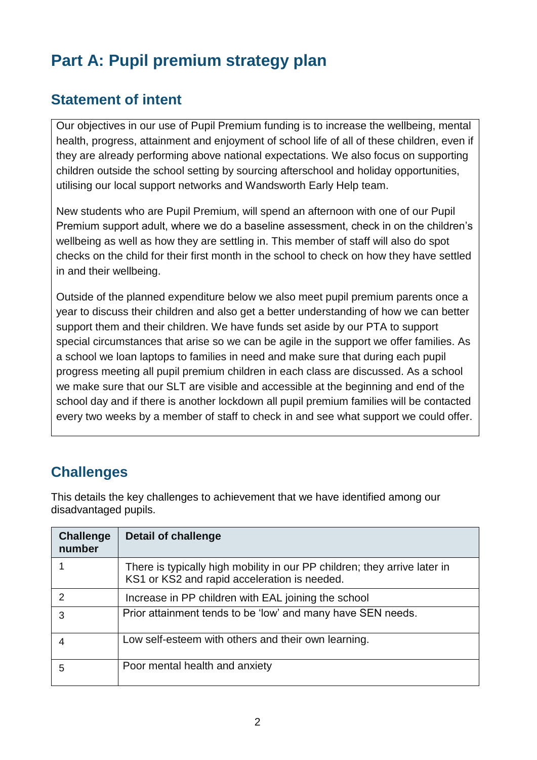# Part A: Pupil premium strategy plan

## Statement of intent

Our objectives in our use of Pupil Premium funding is to increase the wellbeing, mental health, progress, attainment and enjoyment of school life of all of these children, even if they are already performing above national expectations. We also focus on supporting children outside the school setting by sourcing afterschool and holiday opportunities, utilising our local support networks and Wandsworth Early Help team.

New students who are Pupil Premium, will spend an afternoon with one of our Pupil Premium support adult, where we do a baseline assessment, check in on the children's wellbeing as well as how they are settling in. This member of staff will also do spot checks on the child for their first month in the school to check on how they have settled in and their wellbeing.

Outside of the planned expenditure below we also meet pupil premium parents once a year to discuss their children and also get a better understanding of how we can better support them and their children. We have funds set aside by our PTA to support special circumstances that arise so we can be agile in the support we offer families. As a school we loan laptops to families in need and make sure that during each pupil progress meeting all pupil premium children in each class are discussed. As a school we make sure that our SLT are visible and accessible at the beginning and end of the school day and if there is another lockdown all pupil premium families will be contacted every two weeks by a member of staff to check in and see what support we could offer.

## Challenges

This details the key challenges to achievement that we have identified among our disadvantaged pupils.

| Challenge number | Detail of challenge |
|---|---|
| 1 | There is typically high mobility in our PP children; they arrive later in KS1 or KS2 and rapid acceleration is needed. |
| 2 | Increase in PP children with EAL joining the school |
| 3 | Prior attainment tends to be 'low' and many have SEN needs. |
| 4 | Low self-esteem with others and their own learning. |
| 5 | Poor mental health and anxiety |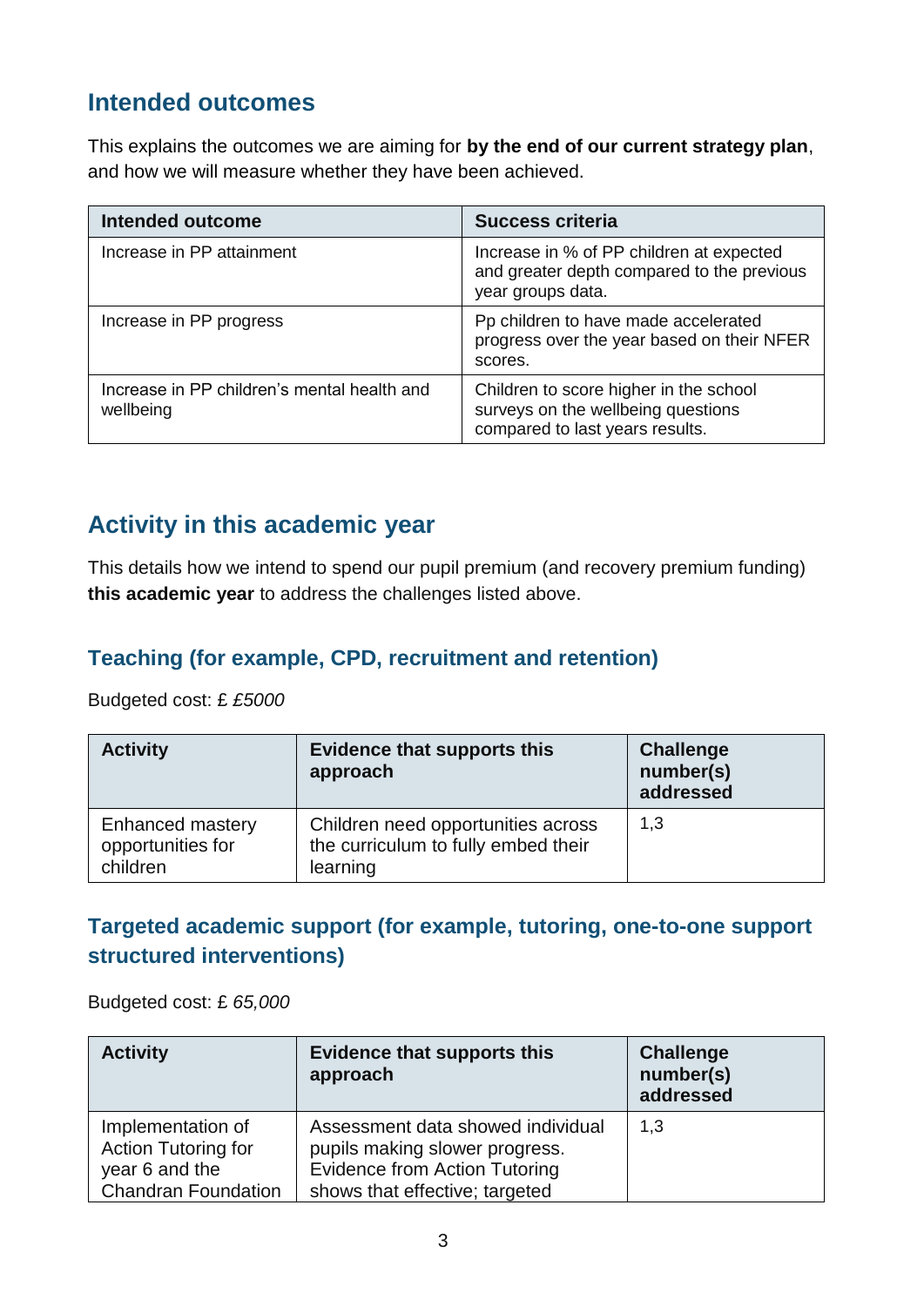## Intended outcomes

This explains the outcomes we are aiming for **by the end of our current strategy plan**, and how we will measure whether they have been achieved.

| Intended outcome | Success criteria |
| --- | --- |
| Increase in PP attainment | Increase in % of PP children at expected and greater depth compared to the previous year groups data. |
| Increase in PP progress | Pp children to have made accelerated progress over the year based on their NFER scores. |
| Increase in PP children's mental health and wellbeing | Children to score higher in the school surveys on the wellbeing questions compared to last years results. |

## Activity in this academic year

This details how we intend to spend our pupil premium (and recovery premium funding) **this academic year** to address the challenges listed above.

### Teaching (for example, CPD, recruitment and retention)

Budgeted cost: £ *£5000*

| Activity | Evidence that supports this approach | Challenge number(s) addressed |
| --- | --- | --- |
| Enhanced mastery opportunities for children | Children need opportunities across the curriculum to fully embed their learning | 1,3 |

### Targeted academic support (for example, tutoring, one-to-one support structured interventions)

Budgeted cost: £ *65,000*

| Activity | Evidence that supports this approach | Challenge number(s) addressed |
| --- | --- | --- |
| Implementation of Action Tutoring for year 6 and the Chandran Foundation | Assessment data showed individual pupils making slower progress. Evidence from Action Tutoring shows that effective; targeted | 1,3 |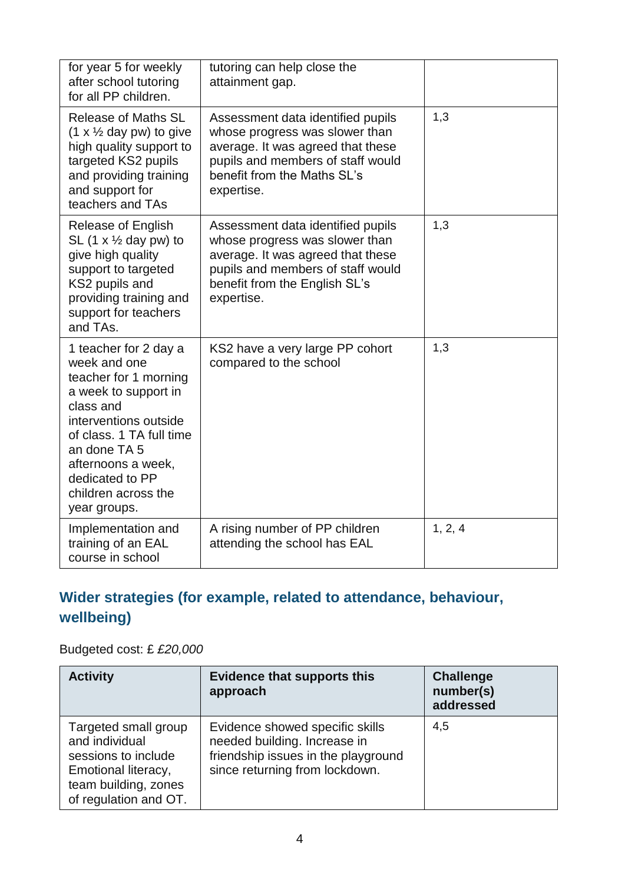| | | |
|---|---|---|
| for year 5 for weekly after school tutoring for all PP children. | tutoring can help close the attainment gap. | |
| Release of Maths SL (1 x ½ day pw) to give high quality support to targeted KS2 pupils and providing training and support for teachers and TAs | Assessment data identified pupils whose progress was slower than average. It was agreed that these pupils and members of staff would benefit from the Maths SL's expertise. | 1,3 |
| Release of English SL (1 x ½ day pw) to give high quality support to targeted KS2 pupils and providing training and support for teachers and TAs. | Assessment data identified pupils whose progress was slower than average. It was agreed that these pupils and members of staff would benefit from the English SL's expertise. | 1,3 |
| 1 teacher for 2 day a week and one teacher for 1 morning a week to support in class and interventions outside of class. 1 TA full time an done TA 5 afternoons a week, dedicated to PP children across the year groups. | KS2 have a very large PP cohort compared to the school | 1,3 |
| Implementation and training of an EAL course in school | A rising number of PP children attending the school has EAL | 1, 2, 4 |

## Wider strategies (for example, related to attendance, behaviour, wellbeing)

Budgeted cost: £ *£20,000*

| Activity | Evidence that supports this approach | Challenge number(s) addressed |
|---|---|---|
| Targeted small group and individual sessions to include Emotional literacy, team building, zones of regulation and OT. | Evidence showed specific skills needed building. Increase in friendship issues in the playground since returning from lockdown. | 4,5 |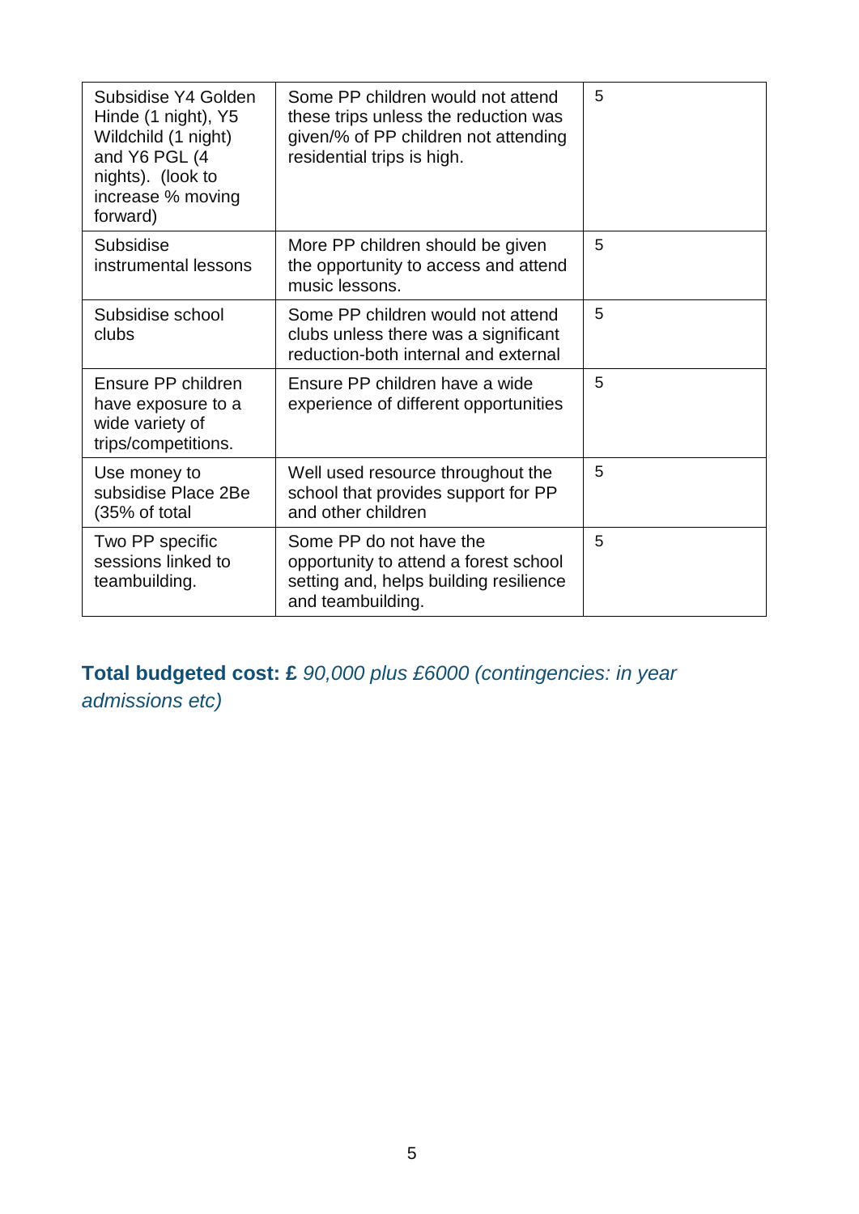| Subsidise Y4 Golden Hinde (1 night), Y5 Wildchild (1 night) and Y6 PGL (4 nights). (look to increase % moving forward) | Some PP children would not attend these trips unless the reduction was given/% of PP children not attending residential trips is high. | 5 |
|---|---|---|
| Subsidise instrumental lessons | More PP children should be given the opportunity to access and attend music lessons. | 5 |
| Subsidise school clubs | Some PP children would not attend clubs unless there was a significant reduction-both internal and external | 5 |
| Ensure PP children have exposure to a wide variety of trips/competitions. | Ensure PP children have a wide experience of different opportunities | 5 |
| Use money to subsidise Place 2Be (35% of total | Well used resource throughout the school that provides support for PP and other children | 5 |
| Two PP specific sessions linked to teambuilding. | Some PP do not have the opportunity to attend a forest school setting and, helps building resilience and teambuilding. | 5 |

**Total budgeted cost: £** *90,000 plus £6000 (contingencies: in year admissions etc)*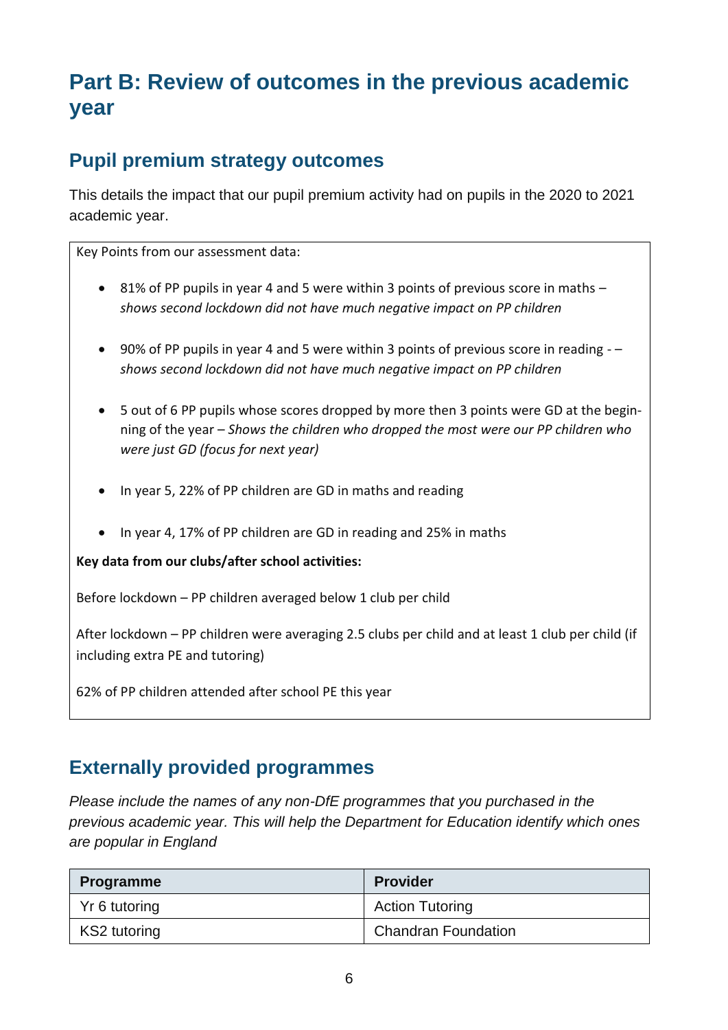# Part B: Review of outcomes in the previous academic year

## Pupil premium strategy outcomes

This details the impact that our pupil premium activity had on pupils in the 2020 to 2021 academic year.

Key Points from our assessment data:

- 81% of PP pupils in year 4 and 5 were within 3 points of previous score in maths – *shows second lockdown did not have much negative impact on PP children*
- 90% of PP pupils in year 4 and 5 were within 3 points of previous score in reading - – *shows second lockdown did not have much negative impact on PP children*
- 5 out of 6 PP pupils whose scores dropped by more then 3 points were GD at the beginning of the year – *Shows the children who dropped the most were our PP children who were just GD (focus for next year)*
- In year 5, 22% of PP children are GD in maths and reading
- In year 4, 17% of PP children are GD in reading and 25% in maths

**Key data from our clubs/after school activities:**

Before lockdown – PP children averaged below 1 club per child

After lockdown – PP children were averaging 2.5 clubs per child and at least 1 club per child (if including extra PE and tutoring)

62% of PP children attended after school PE this year

## Externally provided programmes

*Please include the names of any non-DfE programmes that you purchased in the previous academic year. This will help the Department for Education identify which ones are popular in England*

| Programme | Provider |
|---|---|
| Yr 6 tutoring | Action Tutoring |
| KS2 tutoring | Chandran Foundation |